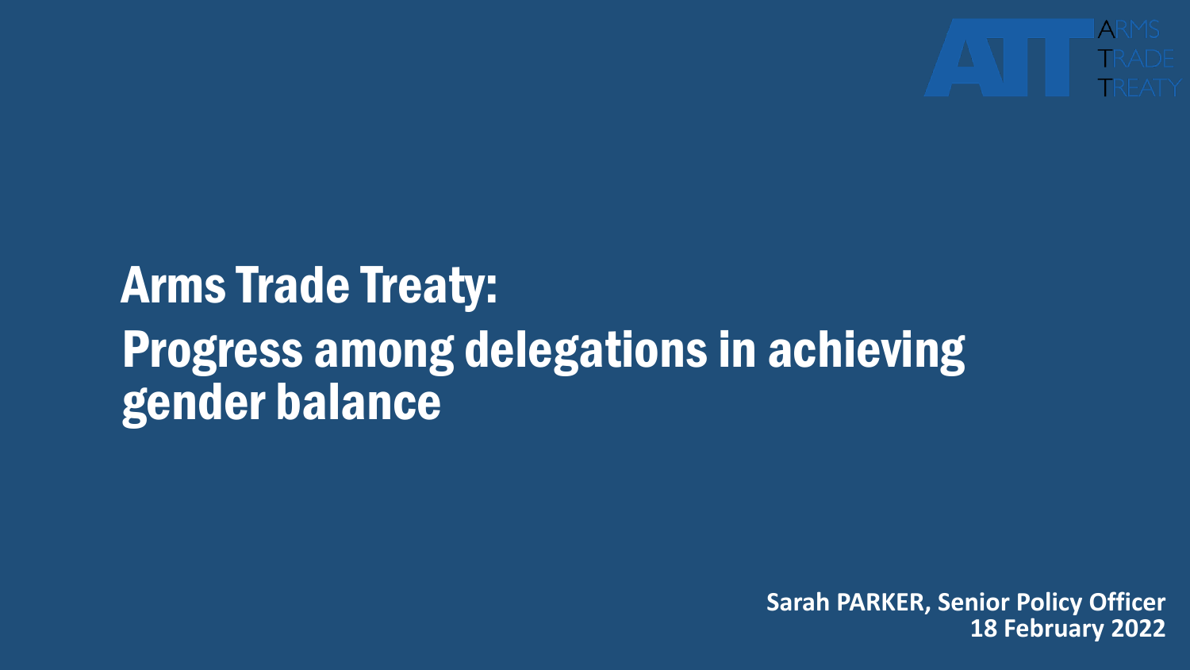ARMS TRADE TREATY

# Arms Trade Treaty:
# Progress among delegations in achieving gender balance

**Sarah PARKER, Senior Policy Officer**
**18 February 2022**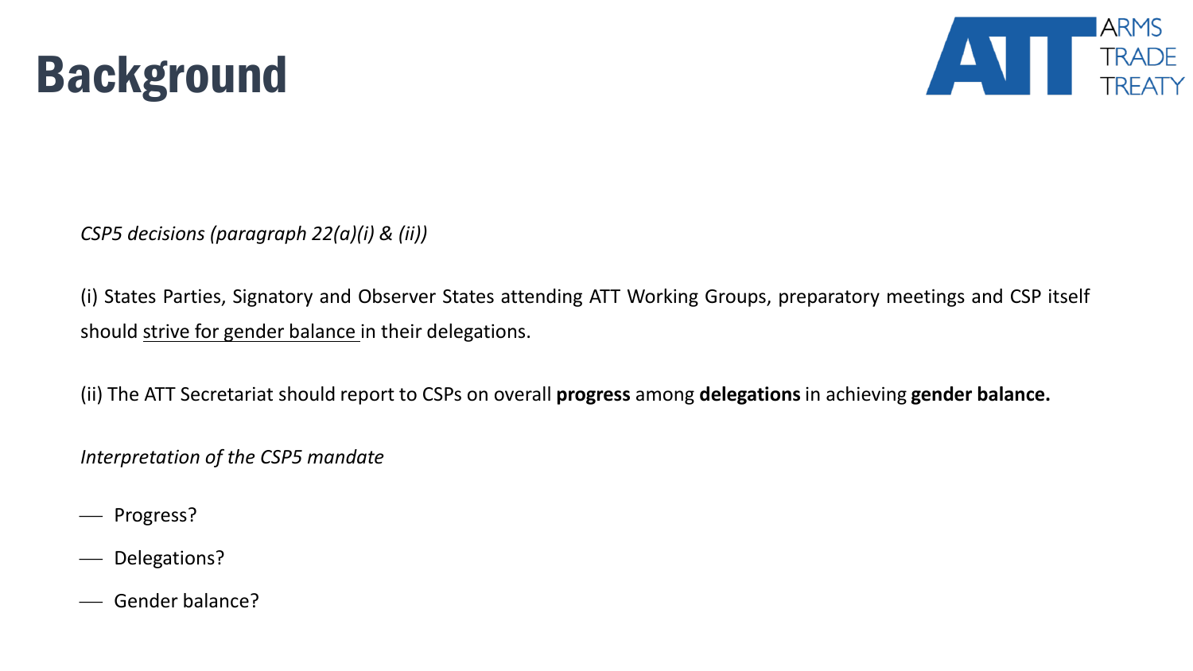# Background

*CSP5 decisions (paragraph 22(a)(i) & (ii))*

(i) States Parties, Signatory and Observer States attending ATT Working Groups, preparatory meetings and CSP itself should <u>strive for gender balance</u> in their delegations.

(ii) The ATT Secretariat should report to CSPs on overall **progress** among **delegations** in achieving **gender balance.**

*Interpretation of the CSP5 mandate*

- Progress?
- Delegations?
- Gender balance?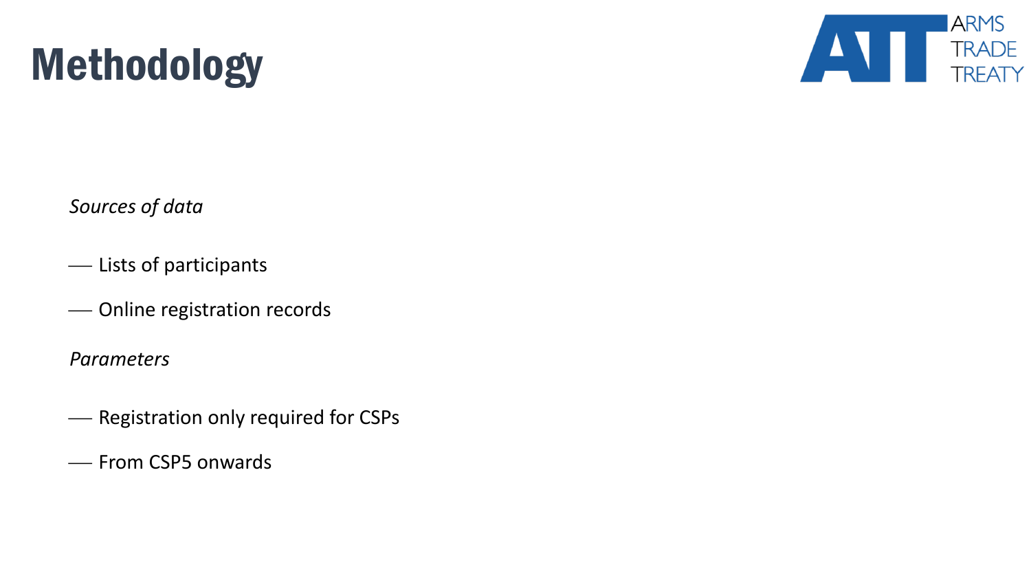# Methodology

*Sources of data*

- Lists of participants
- Online registration records

*Parameters*

- Registration only required for CSPs
- From CSP5 onwards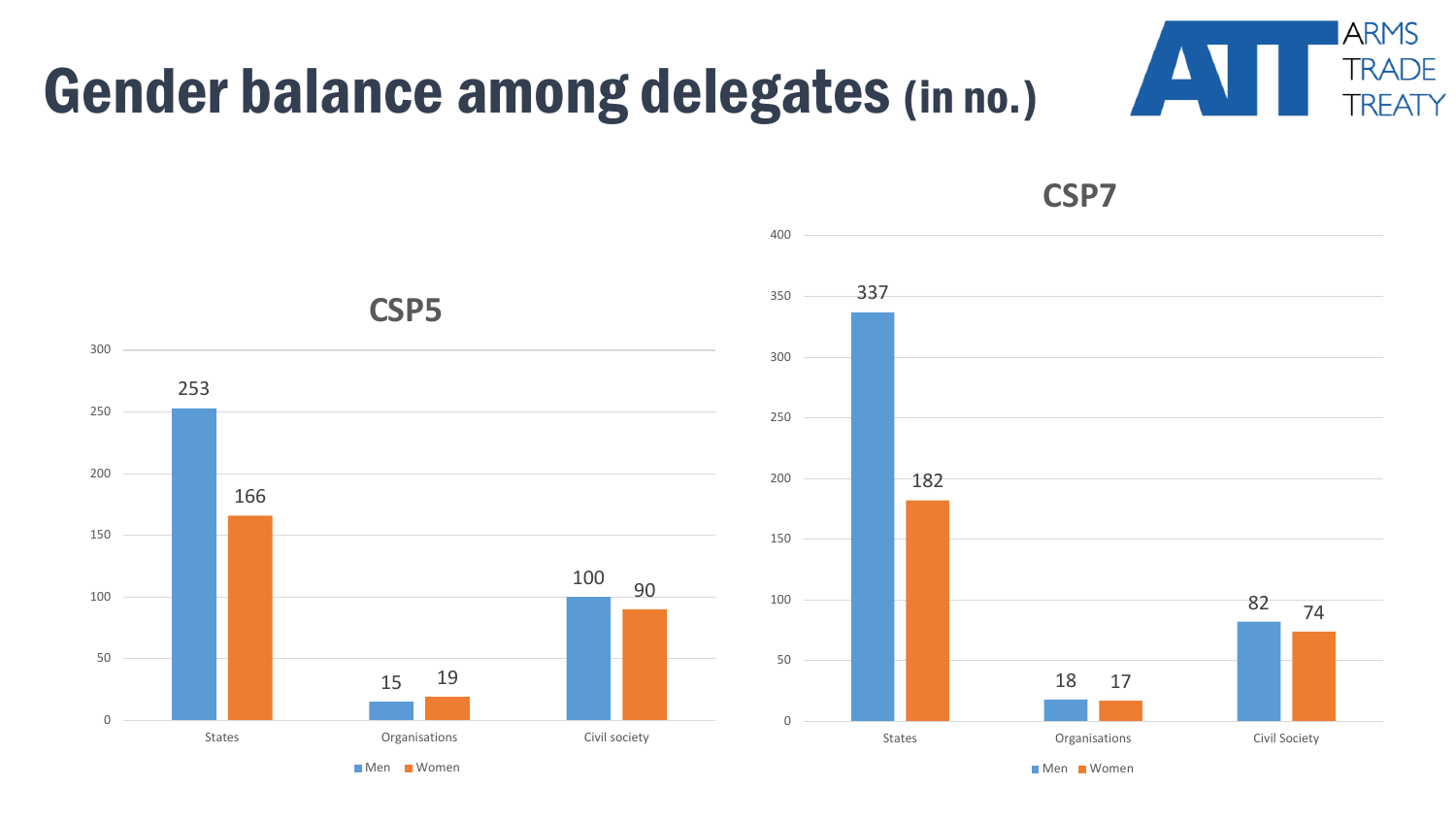# Gender balance among delegates (in no.)

ARMS TRADE TREATY

### CSP5

| | Men | Women |
| --- | --- | --- |
| States | 253 | 166 |
| Organisations | 15 | 19 |
| Civil society | 100 | 90 |

### CSP7

| | Men | Women |
| --- | --- | --- |
| States | 337 | 182 |
| Organisations | 18 | 17 |
| Civil Society | 82 | 74 |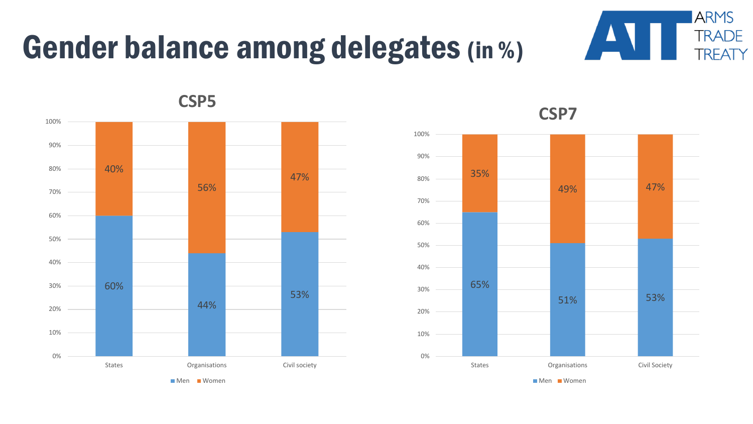# Gender balance among delegates (in %)

ARMS TRADE TREATY

## CSP5

| | States | Organisations | Civil society |
|---|---|---|---|
| Men | 60% | 44% | 53% |
| Women | 40% | 56% | 47% |

## CSP7

| | States | Organisations | Civil Society |
|---|---|---|---|
| Men | 65% | 51% | 53% |
| Women | 35% | 49% | 47% |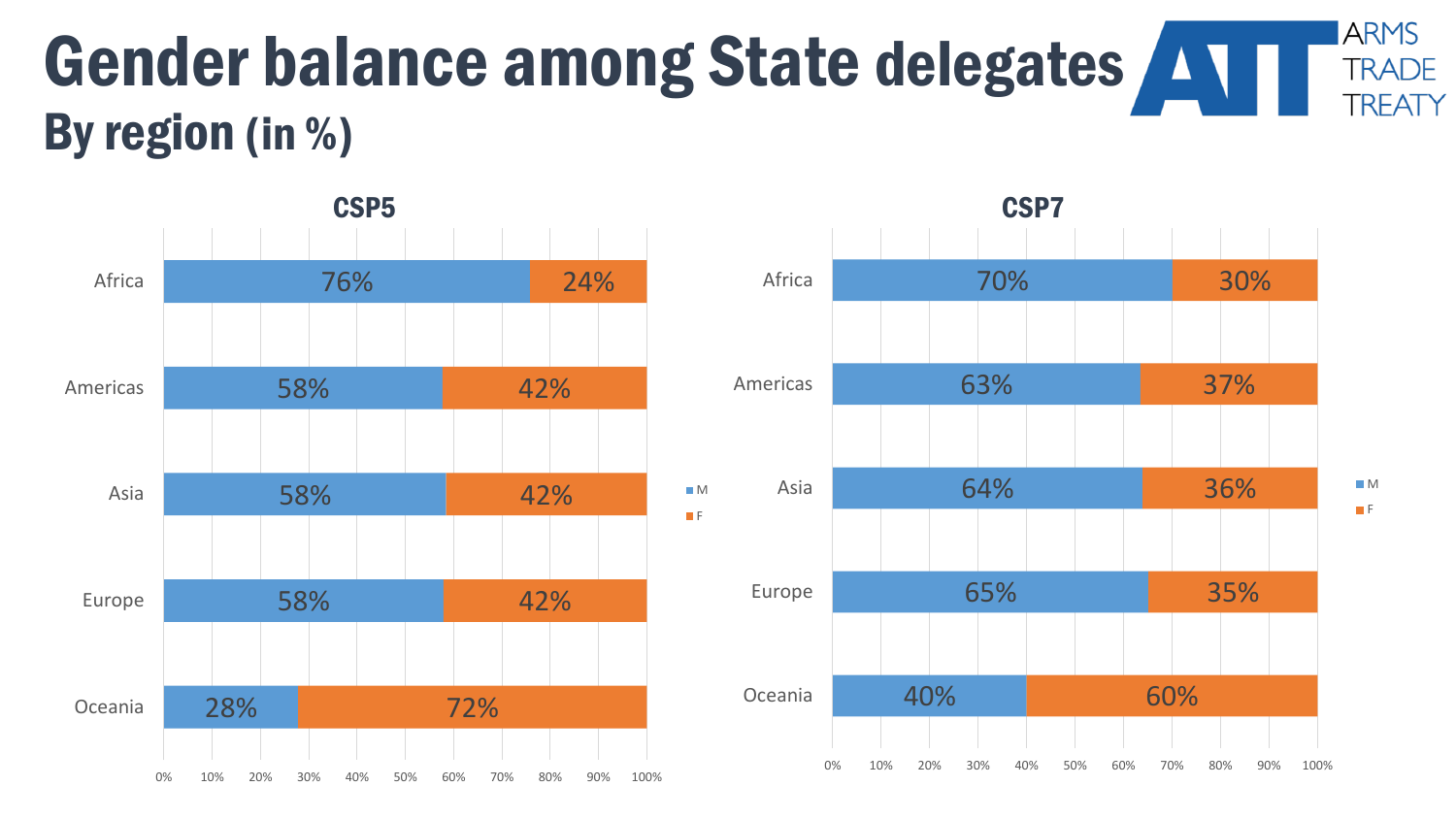# Gender balance among State delegates

## By region (in %)

ARMS TRADE TREATY

### CSP5

| Region | M | F |
|---|---|---|
| Africa | 76% | 24% |
| Americas | 58% | 42% |
| Asia | 58% | 42% |
| Europe | 58% | 42% |
| Oceania | 28% | 72% |

### CSP7

| Region | M | F |
|---|---|---|
| Africa | 70% | 30% |
| Americas | 63% | 37% |
| Asia | 64% | 36% |
| Europe | 65% | 35% |
| Oceania | 40% | 60% |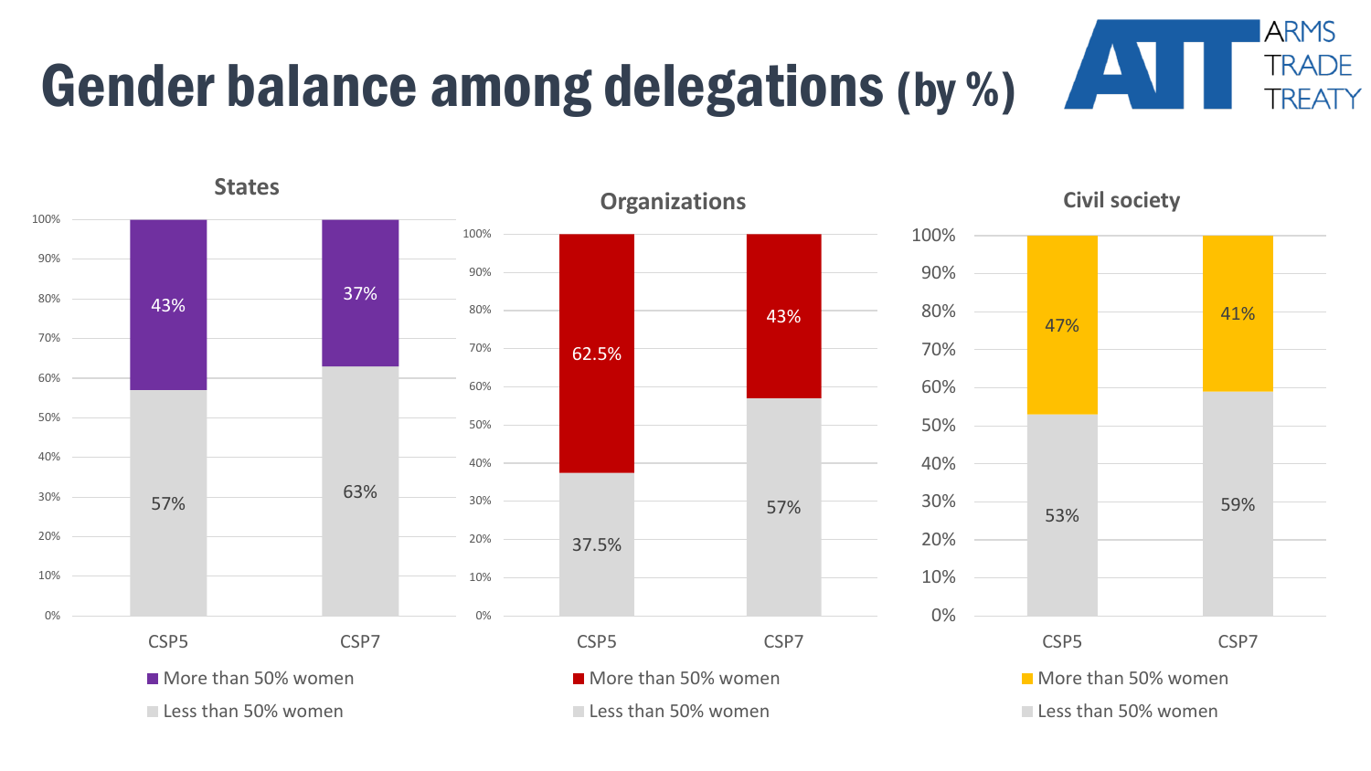# Gender balance among delegations (by %)

ARMS TRADE TREATY

### States

| | CSP5 | CSP7 |
|---|---|---|
| More than 50% women | 43% | 37% |
| Less than 50% women | 57% | 63% |

### Organizations

| | CSP5 | CSP7 |
|---|---|---|
| More than 50% women | 62.5% | 43% |
| Less than 50% women | 37.5% | 57% |

### Civil society

| | CSP5 | CSP7 |
|---|---|---|
| More than 50% women | 47% | 41% |
| Less than 50% women | 53% | 59% |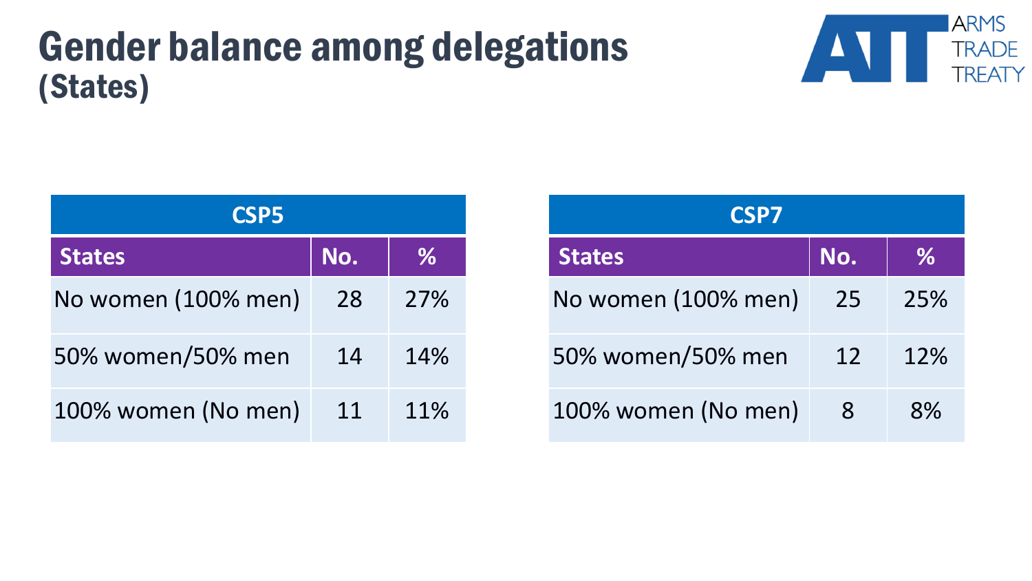# Gender balance among delegations
## (States)

| CSP5 | | |
|---|---|---|
| **States** | **No.** | **%** |
| No women (100% men) | 28 | 27% |
| 50% women/50% men | 14 | 14% |
| 100% women (No men) | 11 | 11% |

| CSP7 | | |
|---|---|---|
| **States** | **No.** | **%** |
| No women (100% men) | 25 | 25% |
| 50% women/50% men | 12 | 12% |
| 100% women (No men) | 8 | 8% |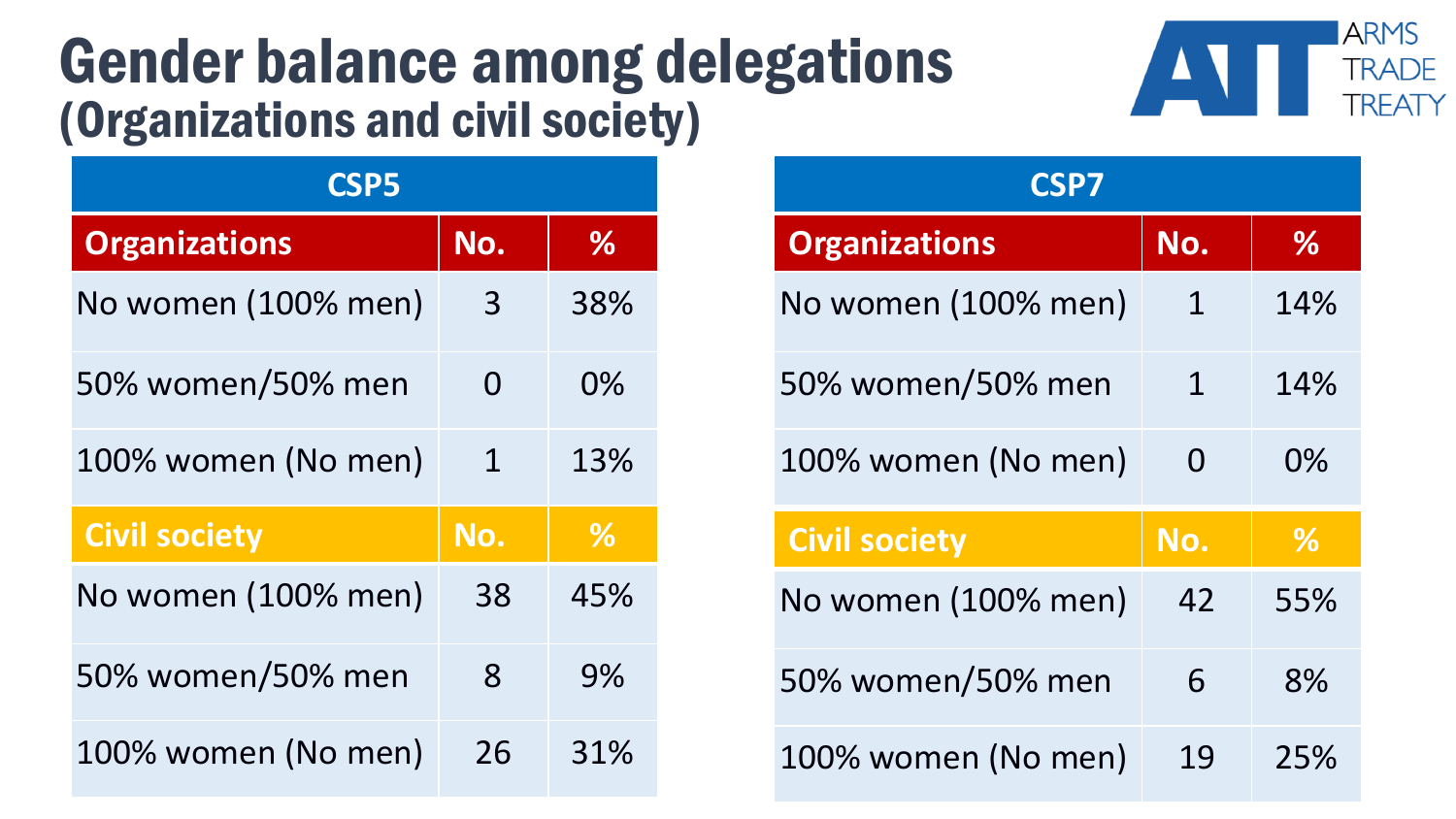# Gender balance among delegations
## (Organizations and civil society)

ARMS TRADE TREATY

| CSP5 | | |
|---|---|---|
| **Organizations** | **No.** | **%** |
| No women (100% men) | 3 | 38% |
| 50% women/50% men | 0 | 0% |
| 100% women (No men) | 1 | 13% |
| **Civil society** | **No.** | **%** |
| No women (100% men) | 38 | 45% |
| 50% women/50% men | 8 | 9% |
| 100% women (No men) | 26 | 31% |

| CSP7 | | |
|---|---|---|
| **Organizations** | **No.** | **%** |
| No women (100% men) | 1 | 14% |
| 50% women/50% men | 1 | 14% |
| 100% women (No men) | 0 | 0% |
| **Civil society** | **No.** | **%** |
| No women (100% men) | 42 | 55% |
| 50% women/50% men | 6 | 8% |
| 100% women (No men) | 19 | 25% |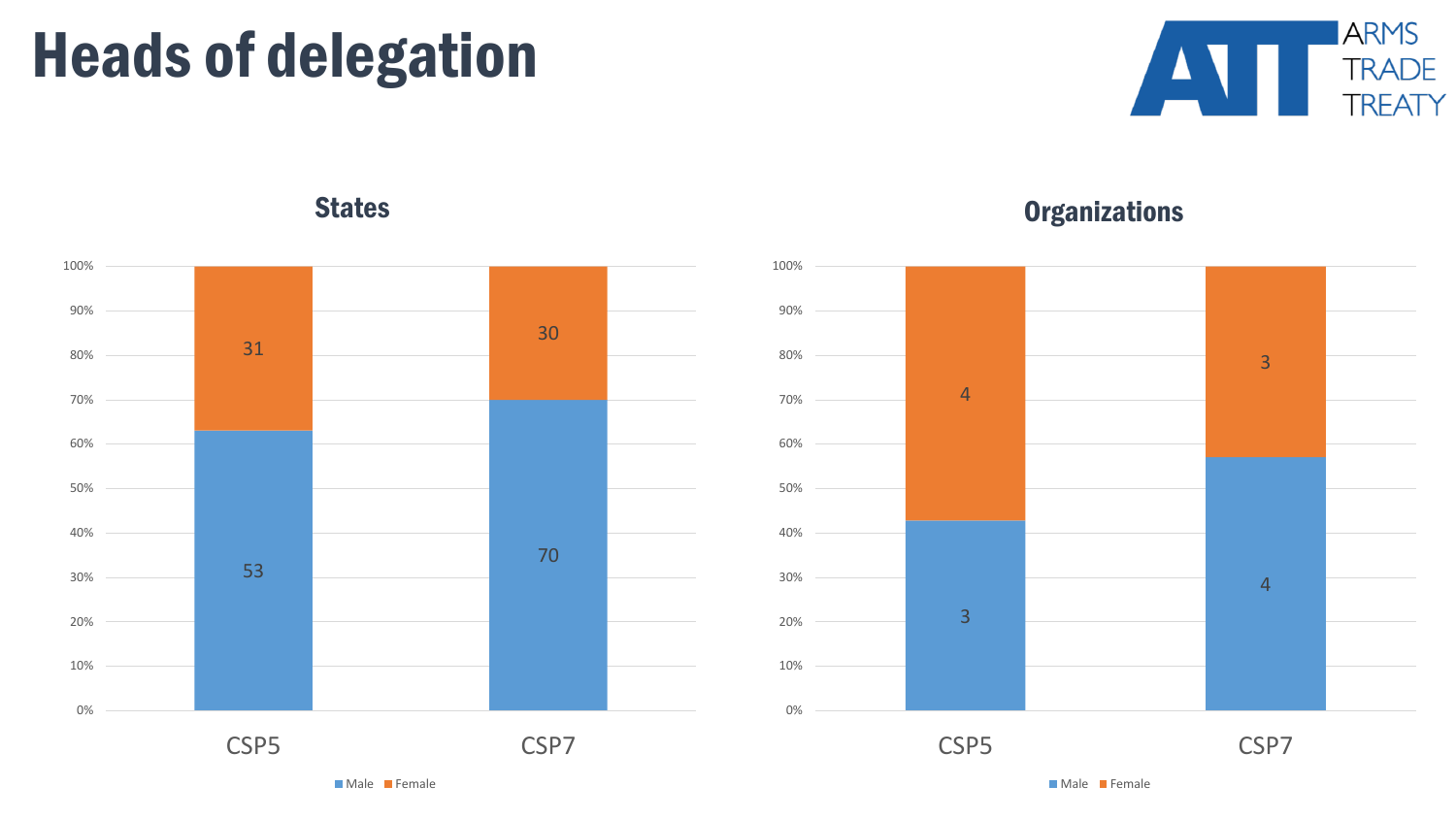# Heads of delegation

### States

| | Male | Female |
|---|---|---|
| CSP5 | 53 | 31 |
| CSP7 | 70 | 30 |

### Organizations

| | Male | Female |
|---|---|---|
| CSP5 | 3 | 4 |
| CSP7 | 4 | 3 |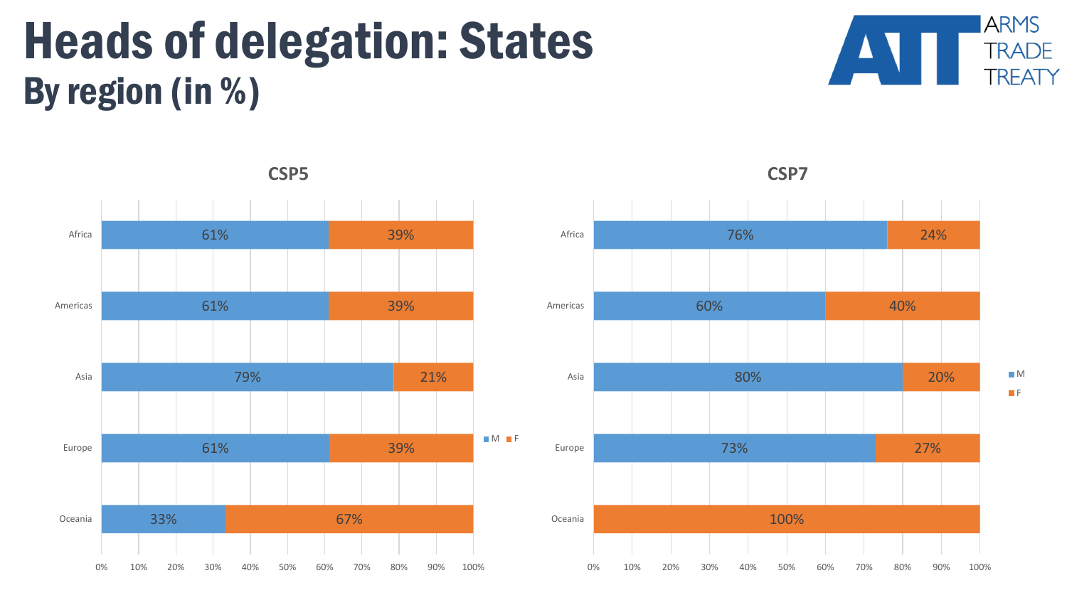# Heads of delegation: States
## By region (in %)

ARMS TRADE TREATY

### CSP5

Africa 61% 39%
Americas 61% 39%
Asia 79% 21%
Europe 61% 39%
Oceania 33% 67%

0% 10% 20% 30% 40% 50% 60% 70% 80% 90% 100%

M F

### CSP7

Africa 76% 24%
Americas 60% 40%
Asia 80% 20%
Europe 73% 27%
Oceania 100%

0% 10% 20% 30% 40% 50% 60% 70% 80% 90% 100%

M
F